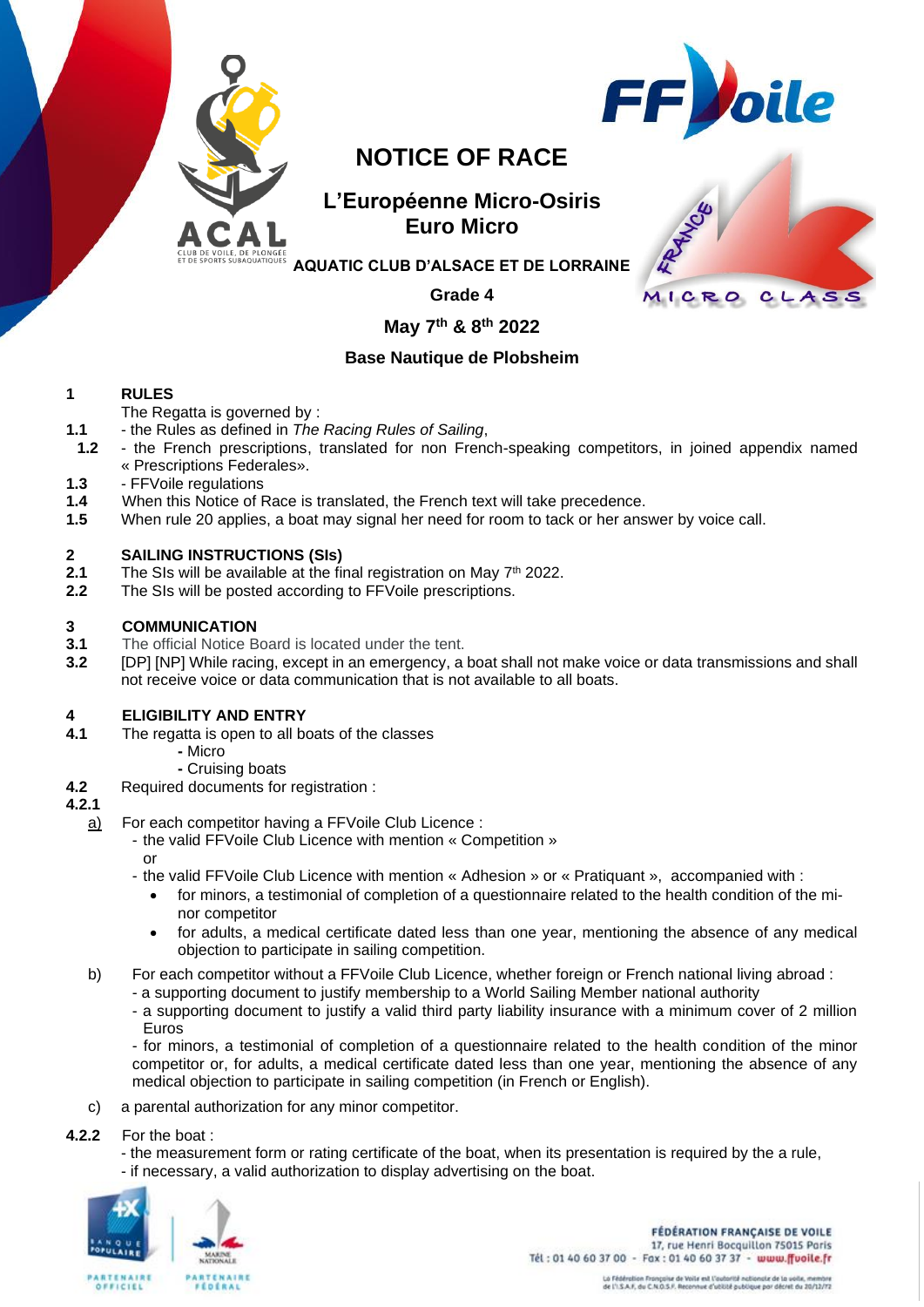# NOTICE OF RACE

## L'Européenne Micro-Osiris
## Euro Micro

**AQUATIC CLUB D'ALSACE ET DE LORRAINE**

**Grade 4**

**May 7th & 8th 2022**

**Base Nautique de Plobsheim**

## 1 RULES

The Regatta is governed by :

**1.1** - the Rules as defined in *The Racing Rules of Sailing*,

**1.2** - the French prescriptions, translated for non French-speaking competitors, in joined appendix named « Prescriptions Federales».

**1.3** - FFVoile regulations

**1.4** When this Notice of Race is translated, the French text will take precedence.

**1.5** When rule 20 applies, a boat may signal her need for room to tack or her answer by voice call.

## 2 SAILING INSTRUCTIONS (SIs)

**2.1** The SIs will be available at the final registration on May 7th 2022.

**2.2** The SIs will be posted according to FFVoile prescriptions.

## 3 COMMUNICATION

**3.1** The official Notice Board is located under the tent.

**3.2** [DP] [NP] While racing, except in an emergency, a boat shall not make voice or data transmissions and shall not receive voice or data communication that is not available to all boats.

## 4 ELIGIBILITY AND ENTRY

**4.1** The regatta is open to all boats of the classes

- Micro
- Cruising boats

**4.2** Required documents for registration :

**4.2.1**

a) For each competitor having a FFVoile Club Licence :
- the valid FFVoile Club Licence with mention « Competition »

  or
- the valid FFVoile Club Licence with mention « Adhesion » or « Pratiquant », accompanied with :
  - for minors, a testimonial of completion of a questionnaire related to the health condition of the minor competitor
  - for adults, a medical certificate dated less than one year, mentioning the absence of any medical objection to participate in sailing competition.

b) For each competitor without a FFVoile Club Licence, whether foreign or French national living abroad :
- a supporting document to justify membership to a World Sailing Member national authority
- a supporting document to justify a valid third party liability insurance with a minimum cover of 2 million Euros
- for minors, a testimonial of completion of a questionnaire related to the health condition of the minor competitor or, for adults, a medical certificate dated less than one year, mentioning the absence of any medical objection to participate in sailing competition (in French or English).

c) a parental authorization for any minor competitor.

**4.2.2** For the boat :

- the measurement form or rating certificate of the boat, when its presentation is required by the a rule,
- if necessary, a valid authorization to display advertising on the boat.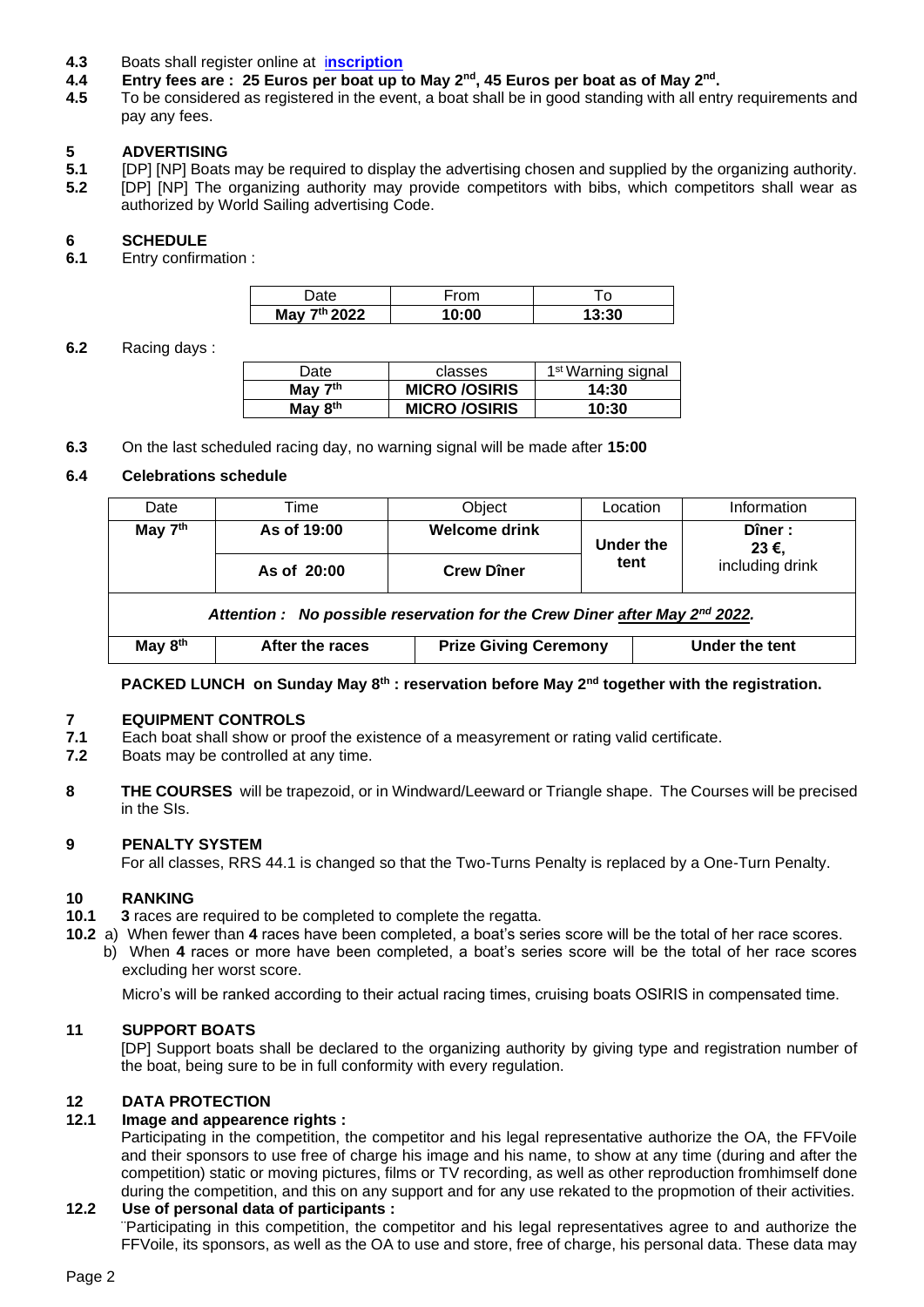**4.3** Boats shall register online at **inscription**

**4.4** **Entry fees are : 25 Euros per boat up to May 2nd, 45 Euros per boat as of May 2nd.**

**4.5** To be considered as registered in the event, a boat shall be in good standing with all entry requirements and pay any fees.

## 5 ADVERTISING

**5.1** [DP] [NP] Boats may be required to display the advertising chosen and supplied by the organizing authority.

**5.2** [DP] [NP] The organizing authority may provide competitors with bibs, which competitors shall wear as authorized by World Sailing advertising Code.

## 6 SCHEDULE

**6.1** Entry confirmation :

| Date | From | To |
|---|---|---|
| **May 7th 2022** | **10:00** | **13:30** |

**6.2** Racing days :

| Date | classes | 1st Warning signal |
|---|---|---|
| **May 7th** | **MICRO /OSIRIS** | **14:30** |
| **May 8th** | **MICRO /OSIRIS** | **10:30** |

**6.3** On the last scheduled racing day, no warning signal will be made after **15:00**

**6.4** **Celebrations schedule**

| Date | Time | Object | Location | Information |
|---|---|---|---|---|
| **May 7th** | **As of 19:00** | **Welcome drink** | **Under the tent** | **Dîner : 23 €,** including drink |
| | **As of 20:00** | **Crew Dîner** | | |
| ***Attention : No possible reservation for the Crew Diner after May 2nd 2022.*** | | | | |
| **May 8th** | **After the races** | **Prize Giving Ceremony** | **Under the tent** | |

**PACKED LUNCH on Sunday May 8th : reservation before May 2nd together with the registration.**

## 7 EQUIPMENT CONTROLS

**7.1** Each boat shall show or proof the existence of a measyrement or rating valid certificate.

**7.2** Boats may be controlled at any time.

**8** **THE COURSES** will be trapezoid, or in Windward/Leeward or Triangle shape. The Courses will be precised in the SIs.

## 9 PENALTY SYSTEM

For all classes, RRS 44.1 is changed so that the Two-Turns Penalty is replaced by a One-Turn Penalty.

## 10 RANKING

**10.1** **3** races are required to be completed to complete the regatta.

**10.2** a) When fewer than **4** races have been completed, a boat's series score will be the total of her race scores.

b) When **4** races or more have been completed, a boat's series score will be the total of her race scores excluding her worst score.

Micro's will be ranked according to their actual racing times, cruising boats OSIRIS in compensated time.

## 11 SUPPORT BOATS

[DP] Support boats shall be declared to the organizing authority by giving type and registration number of the boat, being sure to be in full conformity with every regulation.

## 12 DATA PROTECTION

**12.1** **Image and appearence rights :**

Participating in the competition, the competitor and his legal representative authorize the OA, the FFVoile and their sponsors to use free of charge his image and his name, to show at any time (during and after the competition) static or moving pictures, films or TV recording, as well as other reproduction fromhimself done during the competition, and this on any support and for any use rekated to the propmotion of their activities.

**12.2** **Use of personal data of participants :**

¨Participating in this competition, the competitor and his legal representatives agree to and authorize the FFVoile, its sponsors, as well as the OA to use and store, free of charge, his personal data. These data may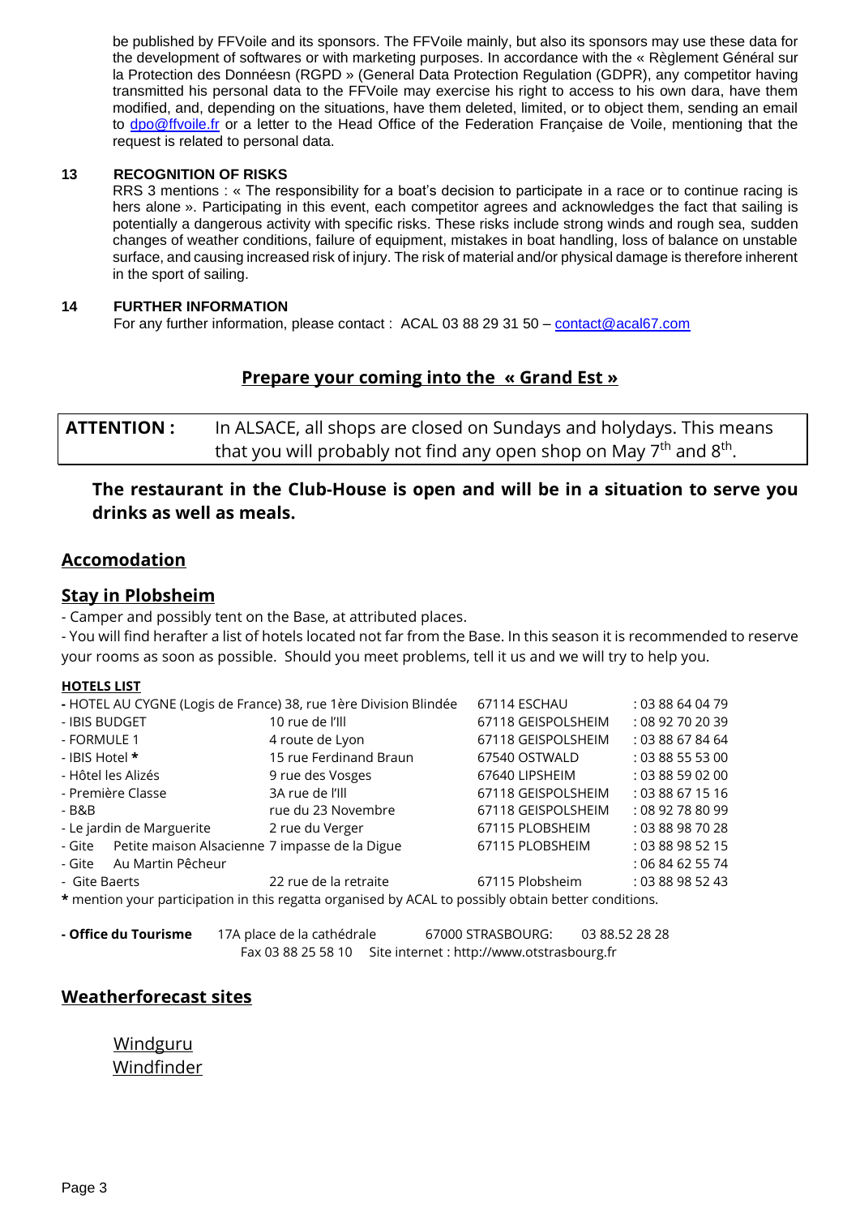be published by FFVoile and its sponsors. The FFVoile mainly, but also its sponsors may use these data for the development of softwares or with marketing purposes. In accordance with the « Règlement Général sur la Protection des Donnéesn (RGPD » (General Data Protection Regulation (GDPR), any competitor having transmitted his personal data to the FFVoile may exercise his right to access to his own dara, have them modified, and, depending on the situations, have them deleted, limited, or to object them, sending an email to dpo@ffvoile.fr or a letter to the Head Office of the Federation Française de Voile, mentioning that the request is related to personal data.

## 13 RECOGNITION OF RISKS

RRS 3 mentions : « The responsibility for a boat's decision to participate in a race or to continue racing is hers alone ». Participating in this event, each competitor agrees and acknowledges the fact that sailing is potentially a dangerous activity with specific risks. These risks include strong winds and rough sea, sudden changes of weather conditions, failure of equipment, mistakes in boat handling, loss of balance on unstable surface, and causing increased risk of injury. The risk of material and/or physical damage is therefore inherent in the sport of sailing.

## 14 FURTHER INFORMATION

For any further information, please contact : ACAL 03 88 29 31 50 – contact@acal67.com

## Prepare your coming into the « Grand Est »

| **ATTENTION :** | In ALSACE, all shops are closed on Sundays and holydays. This means that you will probably not find any open shop on May 7th and 8th. |
|---|---|

**The restaurant in the Club-House is open and will be in a situation to serve you drinks as well as meals.**

## Accomodation

## Stay in Plobsheim

- Camper and possibly tent on the Base, at attributed places.
- You will find herafter a list of hotels located not far from the Base. In this season it is recommended to reserve your rooms as soon as possible. Should you meet problems, tell it us and we will try to help you.

**HOTELS LIST**

| Name | Address | Town | Phone |
|---|---|---|---|
| - HOTEL AU CYGNE (Logis de France) | 38, rue 1ère Division Blindée | 67114 ESCHAU | : 03 88 64 04 79 |
| - IBIS BUDGET | 10 rue de l'Ill | 67118 GEISPOLSHEIM | : 08 92 70 20 39 |
| - FORMULE 1 | 4 route de Lyon | 67118 GEISPOLSHEIM | : 03 88 67 84 64 |
| - IBIS Hotel * | 15 rue Ferdinand Braun | 67540 OSTWALD | : 03 88 55 53 00 |
| - Hôtel les Alizés | 9 rue des Vosges | 67640 LIPSHEIM | : 03 88 59 02 00 |
| - Première Classe | 3A rue de l'Ill | 67118 GEISPOLSHEIM | : 03 88 67 15 16 |
| - B&B | rue du 23 Novembre | 67118 GEISPOLSHEIM | : 08 92 78 80 99 |
| - Le jardin de Marguerite | 2 rue du Verger | 67115 PLOBSHEIM | : 03 88 98 70 28 |
| - Gite Petite maison Alsacienne | 7 impasse de la Digue | 67115 PLOBSHEIM | : 03 88 98 52 15 |
| - Gite Au Martin Pêcheur | | | : 06 84 62 55 74 |
| - Gite Baerts | 22 rue de la retraite | 67115 Plobsheim | : 03 88 98 52 43 |

* mention your participation in this regatta organised by ACAL to possibly obtain better conditions.

**- Office du Tourisme** 17A place de la cathédrale 67000 STRASBOURG: 03 88.52 28 28
Fax 03 88 25 58 10 Site internet : http://www.otstrasbourg.fr

## Weatherforecast sites

Windguru
Windfinder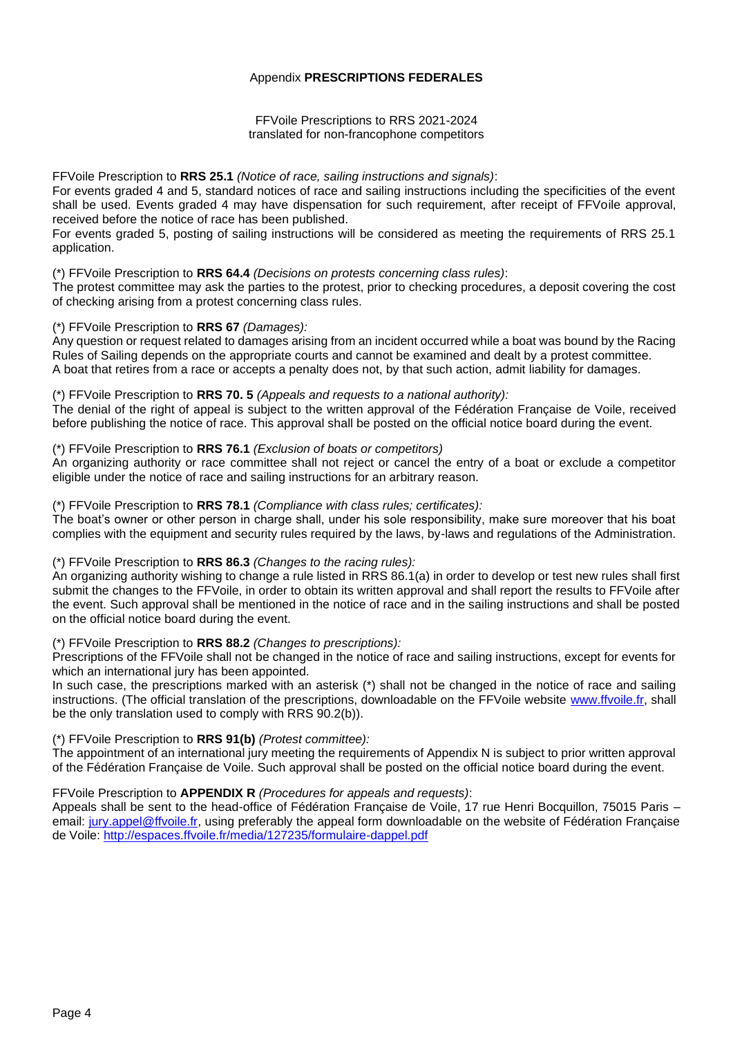# Appendix **PRESCRIPTIONS FEDERALES**

FFVoile Prescriptions to RRS 2021-2024
translated for non-francophone competitors

FFVoile Prescription to **RRS 25.1** *(Notice of race, sailing instructions and signals)*:
For events graded 4 and 5, standard notices of race and sailing instructions including the specificities of the event shall be used. Events graded 4 may have dispensation for such requirement, after receipt of FFVoile approval, received before the notice of race has been published.
For events graded 5, posting of sailing instructions will be considered as meeting the requirements of RRS 25.1 application.

(*) FFVoile Prescription to **RRS 64.4** *(Decisions on protests concerning class rules)*:
The protest committee may ask the parties to the protest, prior to checking procedures, a deposit covering the cost of checking arising from a protest concerning class rules.

(*) FFVoile Prescription to **RRS 67** *(Damages):*
Any question or request related to damages arising from an incident occurred while a boat was bound by the Racing Rules of Sailing depends on the appropriate courts and cannot be examined and dealt by a protest committee.
A boat that retires from a race or accepts a penalty does not, by that such action, admit liability for damages.

(*) FFVoile Prescription to **RRS 70. 5** *(Appeals and requests to a national authority):*
The denial of the right of appeal is subject to the written approval of the Fédération Française de Voile, received before publishing the notice of race. This approval shall be posted on the official notice board during the event.

(*) FFVoile Prescription to **RRS 76.1** *(Exclusion of boats or competitors)*
An organizing authority or race committee shall not reject or cancel the entry of a boat or exclude a competitor eligible under the notice of race and sailing instructions for an arbitrary reason.

(*) FFVoile Prescription to **RRS 78.1** *(Compliance with class rules; certificates):*
The boat's owner or other person in charge shall, under his sole responsibility, make sure moreover that his boat complies with the equipment and security rules required by the laws, by-laws and regulations of the Administration.

(*) FFVoile Prescription to **RRS 86.3** *(Changes to the racing rules):*
An organizing authority wishing to change a rule listed in RRS 86.1(a) in order to develop or test new rules shall first submit the changes to the FFVoile, in order to obtain its written approval and shall report the results to FFVoile after the event. Such approval shall be mentioned in the notice of race and in the sailing instructions and shall be posted on the official notice board during the event.

(*) FFVoile Prescription to **RRS 88.2** *(Changes to prescriptions):*
Prescriptions of the FFVoile shall not be changed in the notice of race and sailing instructions, except for events for which an international jury has been appointed.
In such case, the prescriptions marked with an asterisk (*) shall not be changed in the notice of race and sailing instructions. (The official translation of the prescriptions, downloadable on the FFVoile website www.ffvoile.fr, shall be the only translation used to comply with RRS 90.2(b)).

(*) FFVoile Prescription to **RRS 91(b)** *(Protest committee):*
The appointment of an international jury meeting the requirements of Appendix N is subject to prior written approval of the Fédération Française de Voile. Such approval shall be posted on the official notice board during the event.

FFVoile Prescription to **APPENDIX R** *(Procedures for appeals and requests)*:
Appeals shall be sent to the head-office of Fédération Française de Voile, 17 rue Henri Bocquillon, 75015 Paris – email: jury.appel@ffvoile.fr, using preferably the appeal form downloadable on the website of Fédération Française de Voile: http://espaces.ffvoile.fr/media/127235/formulaire-dappel.pdf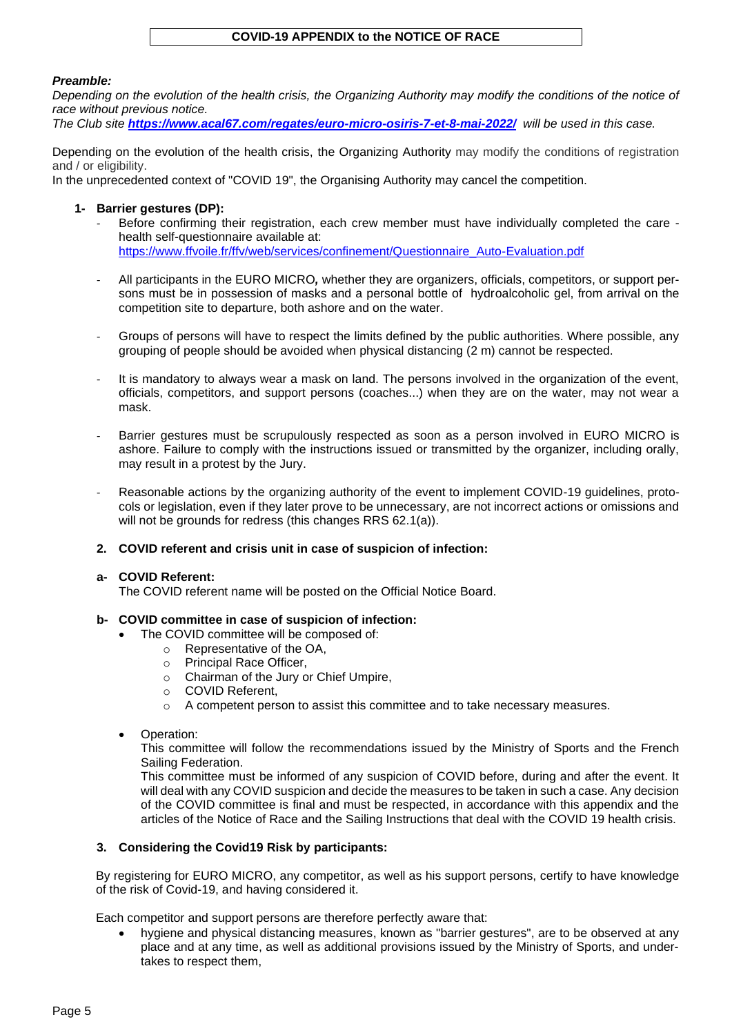**COVID-19 APPENDIX to the NOTICE OF RACE**

***Preamble:***

*Depending on the evolution of the health crisis, the Organizing Authority may modify the conditions of the notice of race without previous notice.*

*The Club site* ***[https://www.acal67.com/regates/euro-micro-osiris-7-et-8-mai-2022/](https://www.acal67.com/regates/euro-micro-osiris-7-et-8-mai-2022/)*** *will be used in this case.*

Depending on the evolution of the health crisis, the Organizing Authority may modify the conditions of registration and / or eligibility.

In the unprecedented context of "COVID 19", the Organising Authority may cancel the competition.

**1- Barrier gestures (DP):**

- Before confirming their registration, each crew member must have individually completed the care - health self-questionnaire available at: [https://www.ffvoile.fr/ffv/web/services/confinement/Questionnaire_Auto-Evaluation.pdf](https://www.ffvoile.fr/ffv/web/services/confinement/Questionnaire_Auto-Evaluation.pdf)
- All participants in the EURO MICRO*,* whether they are organizers, officials, competitors, or support persons must be in possession of masks and a personal bottle of hydroalcoholic gel, from arrival on the competition site to departure, both ashore and on the water.
- Groups of persons will have to respect the limits defined by the public authorities. Where possible, any grouping of people should be avoided when physical distancing (2 m) cannot be respected.
- It is mandatory to always wear a mask on land. The persons involved in the organization of the event, officials, competitors, and support persons (coaches...) when they are on the water, may not wear a mask.
- Barrier gestures must be scrupulously respected as soon as a person involved in EURO MICRO is ashore. Failure to comply with the instructions issued or transmitted by the organizer, including orally, may result in a protest by the Jury.
- Reasonable actions by the organizing authority of the event to implement COVID-19 guidelines, protocols or legislation, even if they later prove to be unnecessary, are not incorrect actions or omissions and will not be grounds for redress (this changes RRS 62.1(a)).

**2. COVID referent and crisis unit in case of suspicion of infection:**

**a- COVID Referent:**

The COVID referent name will be posted on the Official Notice Board.

**b- COVID committee in case of suspicion of infection:**

- The COVID committee will be composed of:
  - Representative of the OA,
  - Principal Race Officer,
  - Chairman of the Jury or Chief Umpire,
  - COVID Referent,
  - A competent person to assist this committee and to take necessary measures.
- Operation:

  This committee will follow the recommendations issued by the Ministry of Sports and the French Sailing Federation.

  This committee must be informed of any suspicion of COVID before, during and after the event. It will deal with any COVID suspicion and decide the measures to be taken in such a case. Any decision of the COVID committee is final and must be respected, in accordance with this appendix and the articles of the Notice of Race and the Sailing Instructions that deal with the COVID 19 health crisis.

**3. Considering the Covid19 Risk by participants:**

By registering for EURO MICRO, any competitor, as well as his support persons, certify to have knowledge of the risk of Covid-19, and having considered it.

Each competitor and support persons are therefore perfectly aware that:

- hygiene and physical distancing measures, known as "barrier gestures", are to be observed at any place and at any time, as well as additional provisions issued by the Ministry of Sports, and undertakes to respect them,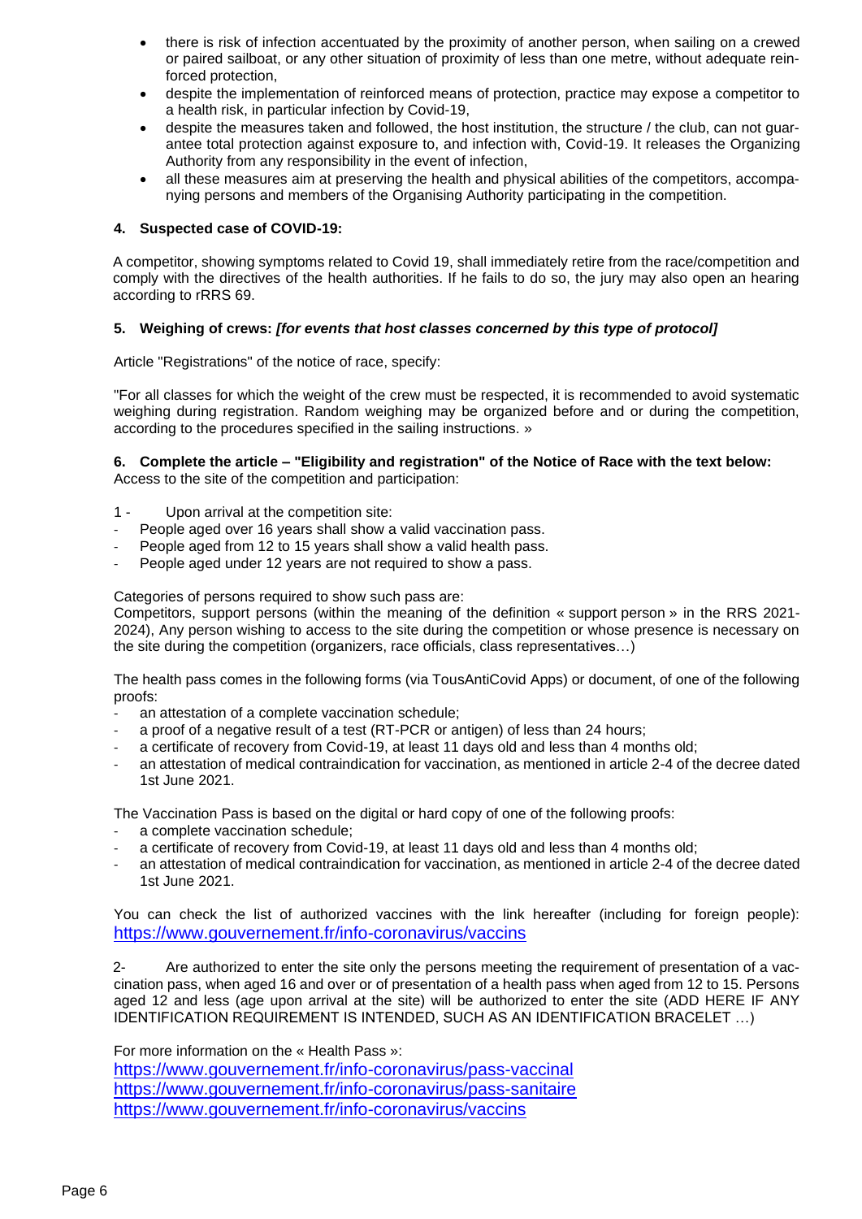- there is risk of infection accentuated by the proximity of another person, when sailing on a crewed or paired sailboat, or any other situation of proximity of less than one metre, without adequate reinforced protection,
- despite the implementation of reinforced means of protection, practice may expose a competitor to a health risk, in particular infection by Covid-19,
- despite the measures taken and followed, the host institution, the structure / the club, can not guarantee total protection against exposure to, and infection with, Covid-19. It releases the Organizing Authority from any responsibility in the event of infection,
- all these measures aim at preserving the health and physical abilities of the competitors, accompanying persons and members of the Organising Authority participating in the competition.

**4. Suspected case of COVID-19:**

A competitor, showing symptoms related to Covid 19, shall immediately retire from the race/competition and comply with the directives of the health authorities. If he fails to do so, the jury may also open an hearing according to rRRS 69.

**5. Weighing of crews:** ***[for events that host classes concerned by this type of protocol]***

Article "Registrations" of the notice of race, specify:

"For all classes for which the weight of the crew must be respected, it is recommended to avoid systematic weighing during registration. Random weighing may be organized before and or during the competition, according to the procedures specified in the sailing instructions. »

**6. Complete the article – "Eligibility and registration" of the Notice of Race with the text below:**
Access to the site of the competition and participation:

1 - Upon arrival at the competition site:

- People aged over 16 years shall show a valid vaccination pass.
- People aged from 12 to 15 years shall show a valid health pass.
- People aged under 12 years are not required to show a pass.

Categories of persons required to show such pass are:
Competitors, support persons (within the meaning of the definition « support person » in the RRS 2021-2024), Any person wishing to access to the site during the competition or whose presence is necessary on the site during the competition (organizers, race officials, class representatives…)

The health pass comes in the following forms (via TousAntiCovid Apps) or document, of one of the following proofs:

- an attestation of a complete vaccination schedule;
- a proof of a negative result of a test (RT-PCR or antigen) of less than 24 hours;
- a certificate of recovery from Covid-19, at least 11 days old and less than 4 months old;
- an attestation of medical contraindication for vaccination, as mentioned in article 2-4 of the decree dated 1st June 2021.

The Vaccination Pass is based on the digital or hard copy of one of the following proofs:

- a complete vaccination schedule;
- a certificate of recovery from Covid-19, at least 11 days old and less than 4 months old;
- an attestation of medical contraindication for vaccination, as mentioned in article 2-4 of the decree dated 1st June 2021.

You can check the list of authorized vaccines with the link hereafter (including for foreign people): https://www.gouvernement.fr/info-coronavirus/vaccins

2- Are authorized to enter the site only the persons meeting the requirement of presentation of a vaccination pass, when aged 16 and over or of presentation of a health pass when aged from 12 to 15. Persons aged 12 and less (age upon arrival at the site) will be authorized to enter the site (ADD HERE IF ANY IDENTIFICATION REQUIREMENT IS INTENDED, SUCH AS AN IDENTIFICATION BRACELET …)

For more information on the « Health Pass »:
https://www.gouvernement.fr/info-coronavirus/pass-vaccinal
https://www.gouvernement.fr/info-coronavirus/pass-sanitaire
https://www.gouvernement.fr/info-coronavirus/vaccins